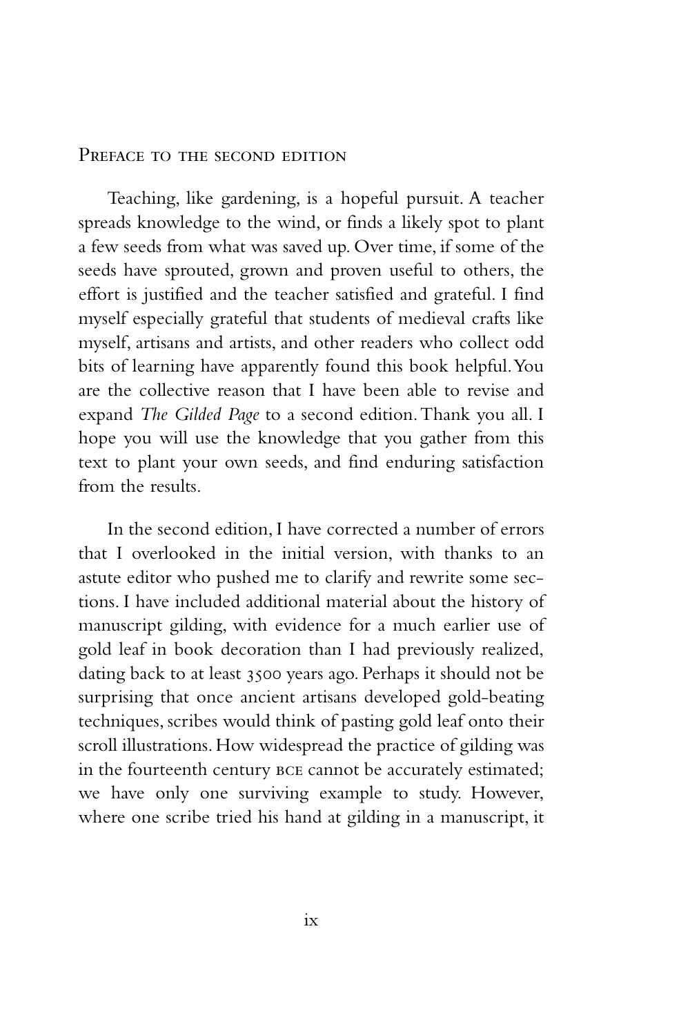## Preface to the second edition

Teaching, like gardening, is a hopeful pursuit. A teacher spreads knowledge to the wind, or finds a likely spot to plant a few seeds from what was saved up. Over time, if some of the seeds have sprouted, grown and proven useful to others, the effort is justified and the teacher satisfied and grateful. I find myself especially grateful that students of medieval crafts like myself, artisans and artists, and other readers who collect odd bits of learning have apparently found this book helpful. You are the collective reason that I have been able to revise and expand *The Gilded Page* to a second edition. Thank you all. I hope you will use the knowledge that you gather from this text to plant your own seeds, and find enduring satisfaction from the results.

In the second edition, I have corrected a number of errors that I overlooked in the initial version, with thanks to an astute editor who pushed me to clarify and rewrite some sections. I have included additional material about the history of manuscript gilding, with evidence for a much earlier use of gold leaf in book decoration than I had previously realized, dating back to at least 3500 years ago. Perhaps it should not be surprising that once ancient artisans developed gold-beating techniques, scribes would think of pasting gold leaf onto their scroll illustrations. How widespread the practice of gilding was in the fourteenth century BCE cannot be accurately estimated; we have only one surviving example to study. However, where one scribe tried his hand at gilding in a manuscript, it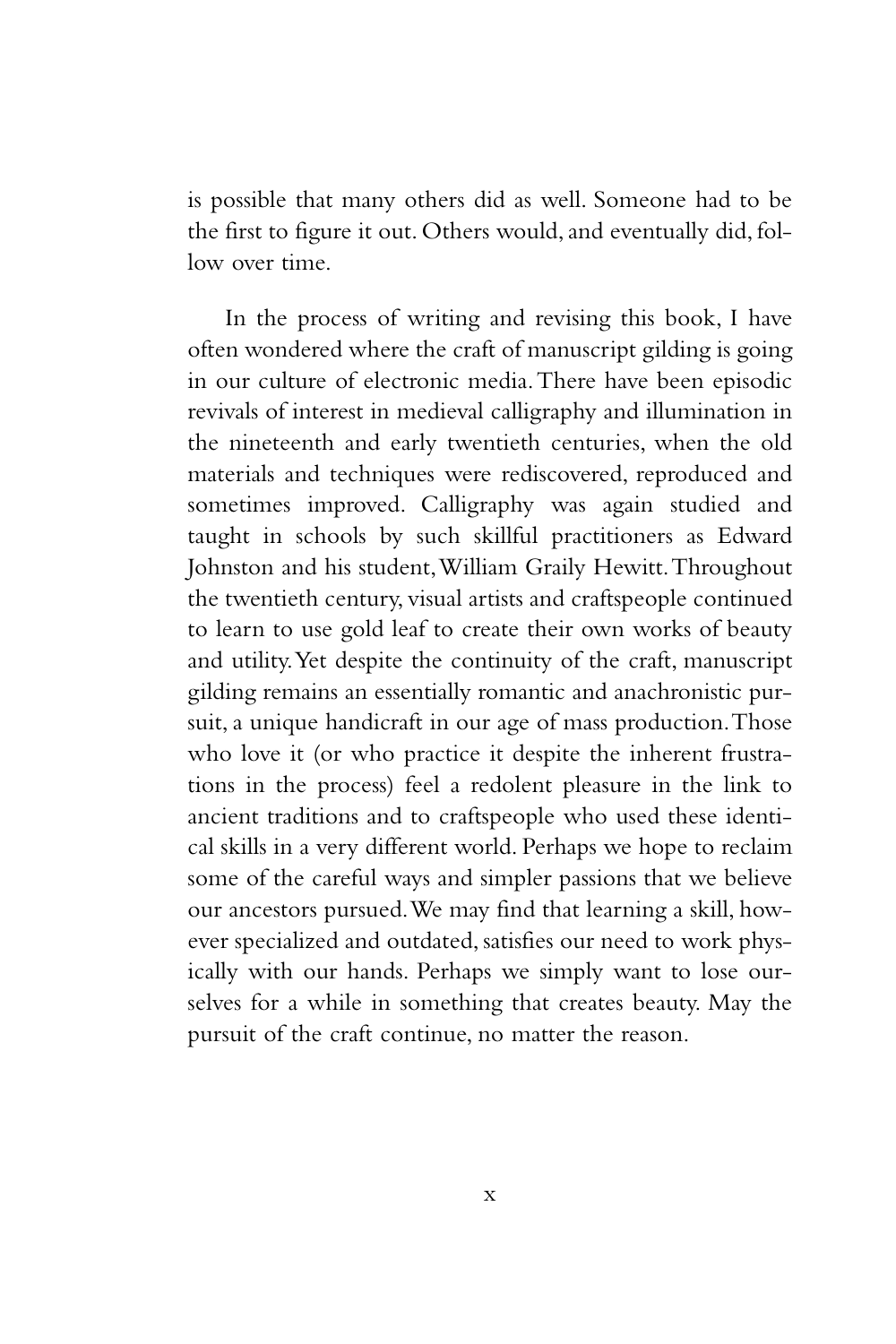is possible that many others did as well. Someone had to be the first to figure it out. Others would, and eventually did, follow over time.

In the process of writing and revising this book, I have often wondered where the craft of manuscript gilding is going in our culture of electronic media. There have been episodic revivals of interest in medieval calligraphy and illumination in the nineteenth and early twentieth centuries, when the old materials and techniques were rediscovered, reproduced and sometimes improved. Calligraphy was again studied and taught in schools by such skillful practitioners as Edward Johnston and his student, William Graily Hewitt. Throughout the twentieth century, visual artists and craftspeople continued to learn to use gold leaf to create their own works of beauty and utility. Yet despite the continuity of the craft, manuscript gilding remains an essentially romantic and anachronistic pursuit, a unique handicraft in our age of mass production. Those who love it (or who practice it despite the inherent frustrations in the process) feel a redolent pleasure in the link to ancient traditions and to craftspeople who used these identical skills in a very different world. Perhaps we hope to reclaim some of the careful ways and simpler passions that we believe our ancestors pursued. We may find that learning a skill, however specialized and outdated, satisfies our need to work physically with our hands. Perhaps we simply want to lose ourselves for a while in something that creates beauty. May the pursuit of the craft continue, no matter the reason.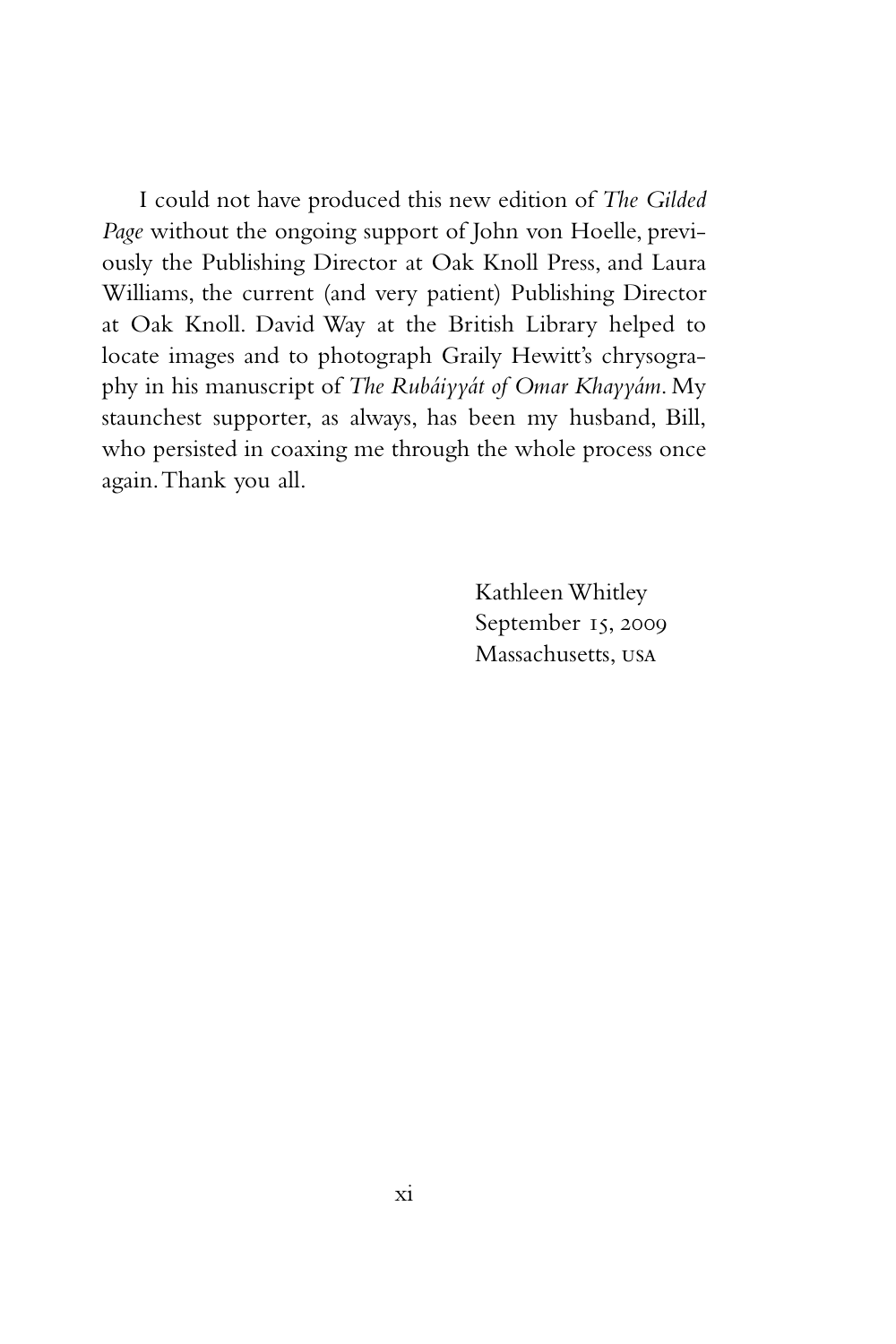I could not have produced this new edition of *The Gilded Page* without the ongoing support of John von Hoelle, previously the Publishing Director at Oak Knoll Press, and Laura Williams, the current (and very patient) Publishing Director at Oak Knoll. David Way at the British Library helped to locate images and to photograph Graily Hewitt's chrysography in his manuscript of *The Rubáiyyát of Omar Khayyám*. My staunchest supporter, as always, has been my husband, Bill, who persisted in coaxing me through the whole process once again. Thank you all.

Kathleen Whitley  
September 15, 2009  
Massachusetts, USA